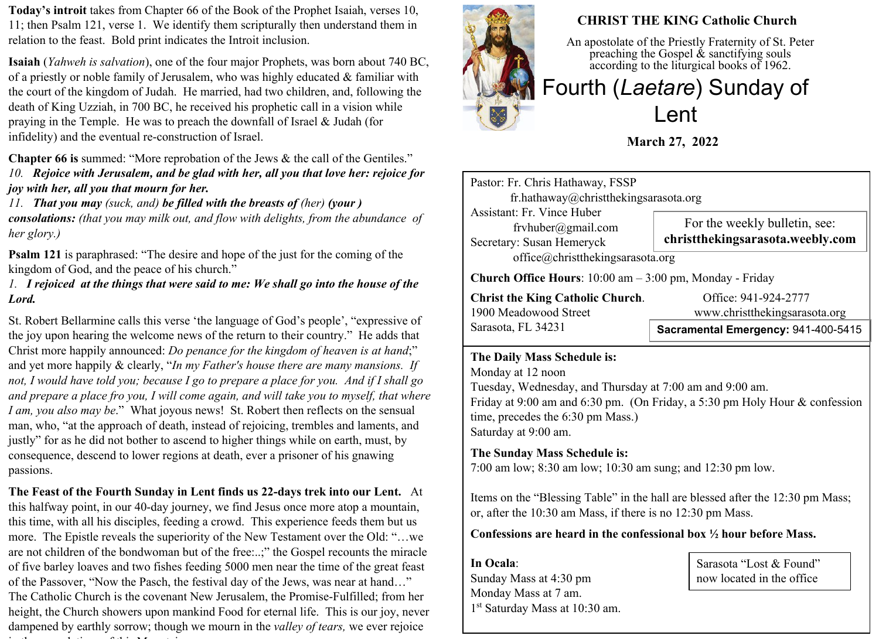**Today's introit** takes from Chapter 66 of the Book of the Prophet Isaiah, verses 10, 11; then Psalm 121, verse 1. We identify them scripturally then understand them in relation to the feast. Bold print indicates the Introit inclusion.

**Isaiah** (*Yahweh is salvation*), one of the four major Prophets, was born about 740 BC, of a priestly or noble family of Jerusalem, who was highly educated & familiar with the court of the kingdom of Judah. He married, had two children, and, following the death of King Uzziah, in 700 BC, he received his prophetic call in a vision while praying in the Temple. He was to preach the downfall of Israel & Judah (for infidelity) and the eventual re-construction of Israel.

**Chapter 66 is** summed: "More reprobation of the Jews & the call of the Gentiles."
*10.* ***Rejoice with Jerusalem, and be glad with her, all you that love her: rejoice for joy with her, all you that mourn for her.***
*11.* ***That you may** (suck, and)* ***be filled with the breasts of** (her)* ***(your ) consolations:*** *(that you may milk out, and flow with delights, from the abundance of her glory.)*

**Psalm 121** is paraphrased: "The desire and hope of the just for the coming of the kingdom of God, and the peace of his church."
*1.* ***I rejoiced at the things that were said to me: We shall go into the house of the Lord.***

St. Robert Bellarmine calls this verse 'the language of God's people', "expressive of the joy upon hearing the welcome news of the return to their country." He adds that Christ more happily announced: *Do penance for the kingdom of heaven is at hand*;" and yet more happily & clearly, "*In my Father's house there are many mansions. If not, I would have told you; because I go to prepare a place for you. And if I shall go and prepare a place fro you, I will come again, and will take you to myself, that where I am, you also may be*." What joyous news! St. Robert then reflects on the sensual man, who, "at the approach of death, instead of rejoicing, trembles and laments, and justly" for as he did not bother to ascend to higher things while on earth, must, by consequence, descend to lower regions at death, ever a prisoner of his gnawing passions.

**The Feast of the Fourth Sunday in Lent finds us 22-days trek into our Lent.** At this halfway point, in our 40-day journey, we find Jesus once more atop a mountain, this time, with all his disciples, feeding a crowd. This experience feeds them but us more. The Epistle reveals the superiority of the New Testament over the Old: "…we are not children of the bondwoman but of the free:..;" the Gospel recounts the miracle of five barley loaves and two fishes feeding 5000 men near the time of the great feast of the Passover, "Now the Pasch, the festival day of the Jews, was near at hand…" The Catholic Church is the covenant New Jerusalem, the Promise-Fulfilled; from her height, the Church showers upon mankind Food for eternal life. This is our joy, never dampened by earthly sorrow; though we mourn in the *valley of tears,* we ever rejoice

**CHRIST THE KING Catholic Church**

An apostolate of the Priestly Fraternity of St. Peter preaching the Gospel & sanctifying souls according to the liturgical books of 1962.

# Fourth (*Laetare*) Sunday of Lent

**March 27, 2022**

Pastor: Fr. Chris Hathaway, FSSP
fr.hathaway@christthekingsarasota.org
Assistant: Fr. Vince Huber
frvhuber@gmail.com
Secretary: Susan Hemeryck
office@christthekingsarasota.org

For the weekly bulletin, see: **christthekingsarasota.weebly.com**

**Church Office Hours**: 10:00 am – 3:00 pm, Monday - Friday

**Christ the King Catholic Church**.
1900 Meadowood Street
Sarasota, FL 34231

Office: 941-924-2777
www.christthekingsarasota.org

**Sacramental Emergency:** 941-400-5415

**The Daily Mass Schedule is:**
Monday at 12 noon
Tuesday, Wednesday, and Thursday at 7:00 am and 9:00 am.
Friday at 9:00 am and 6:30 pm. (On Friday, a 5:30 pm Holy Hour & confession time, precedes the 6:30 pm Mass.)
Saturday at 9:00 am.

**The Sunday Mass Schedule is:**
7:00 am low; 8:30 am low; 10:30 am sung; and 12:30 pm low.

Items on the "Blessing Table" in the hall are blessed after the 12:30 pm Mass; or, after the 10:30 am Mass, if there is no 12:30 pm Mass.

**Confessions are heard in the confessional box ½ hour before Mass.**

**In Ocala**:
Sunday Mass at 4:30 pm
Monday Mass at 7 am.
1st Saturday Mass at 10:30 am.

Sarasota "Lost & Found" now located in the office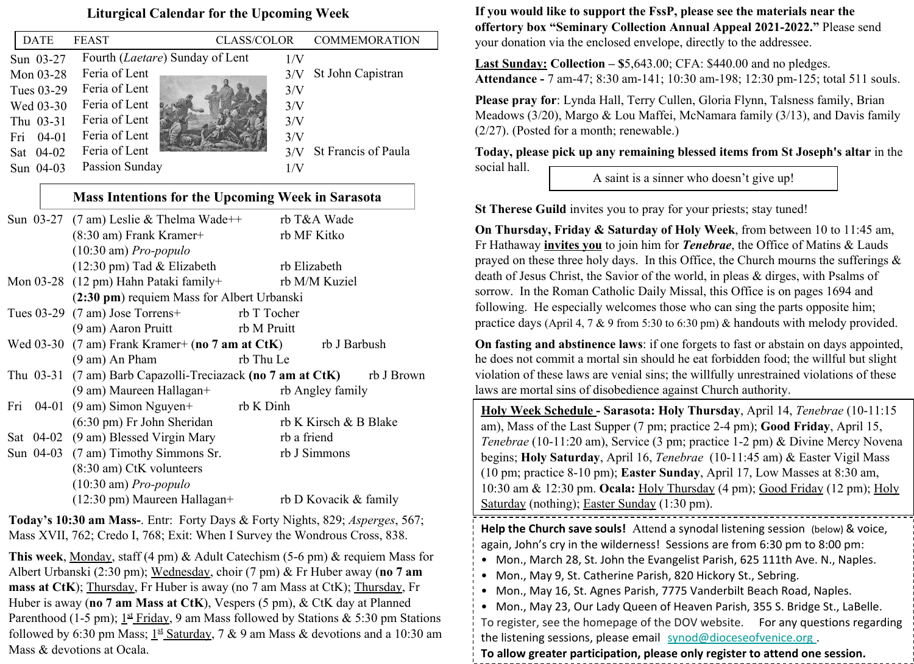## Liturgical Calendar for the Upcoming Week

| DATE | FEAST | CLASS/COLOR | COMMEMORATION |
|---|---|---|---|
| Sun 03-27 | Fourth (*Laetare*) Sunday of Lent | 1/V | |
| Mon 03-28 | Feria of Lent | 3/V | St John Capistran |
| Tues 03-29 | Feria of Lent | 3/V | |
| Wed 03-30 | Feria of Lent | 3/V | |
| Thu 03-31 | Feria of Lent | 3/V | |
| Fri 04-01 | Feria of Lent | 3/V | |
| Sat 04-02 | Feria of Lent | 3/V | St Francis of Paula |
| Sun 04-03 | Passion Sunday | 1/V | |

## Mass Intentions for the Upcoming Week in Sarasota

| | | |
|---|---|---|
| Sun 03-27 | (7 am) Leslie & Thelma Wade++ | rb T&A Wade |
| | (8:30 am) Frank Kramer+ | rb MF Kitko |
| | (10:30 am) *Pro-populo* | |
| | (12:30 pm) Tad & Elizabeth | rb Elizabeth |
| Mon 03-28 | (12 pm) Hahn Pataki family+ | rb M/M Kuziel |
| | (**2:30 pm**) requiem Mass for Albert Urbanski | |
| Tues 03-29 | (7 am) Jose Torrens+ | rb T Tocher |
| | (9 am) Aaron Pruitt | rb M Pruitt |
| Wed 03-30 | (7 am) Frank Kramer+ (**no 7 am at CtK**) | rb J Barbush |
| | (9 am) An Pham | rb Thu Le |
| Thu 03-31 | (7 am) Barb Capazolli-Treciazack **(no 7 am at CtK)** | rb J Brown |
| | (9 am) Maureen Hallagan+ | rb Angley family |
| Fri 04-01 | (9 am) Simon Nguyen+ | rb K Dinh |
| | (6:30 pm) Fr John Sheridan | rb K Kirsch & B Blake |
| Sat 04-02 | (9 am) Blessed Virgin Mary | rb a friend |
| Sun 04-03 | (7 am) Timothy Simmons Sr. | rb J Simmons |
| | (8:30 am) CtK volunteers | |
| | (10:30 am) *Pro-populo* | |
| | (12:30 pm) Maureen Hallagan+ | rb D Kovacik & family |

**Today's 10:30 am Mass-**. Entr: Forty Days & Forty Nights, 829; *Asperges*, 567; Mass XVII, 762; Credo I, 768; Exit: When I Survey the Wondrous Cross, 838.

**This week**, Monday, staff (4 pm) & Adult Catechism (5-6 pm) & requiem Mass for Albert Urbanski (2:30 pm); Wednesday, choir (7 pm) & Fr Huber away (**no 7 am mass at CtK**); Thursday, Fr Huber is away (no 7 am Mass at CtK); Thursday, Fr Huber is away (**no 7 am Mass at CtK**), Vespers (5 pm), & CtK day at Planned Parenthood (1-5 pm); 1[st] Friday, 9 am Mass followed by Stations & 5:30 pm Stations followed by 6:30 pm Mass; 1[st] Saturday, 7 & 9 am Mass & devotions and a 10:30 am Mass & devotions at Ocala.

**If you would like to support the FssP, please see the materials near the offertory box "Seminary Collection Annual Appeal 2021-2022."** Please send your donation via the enclosed envelope, directly to the addressee.

**Last Sunday: Collection – $**5,643.00; CFA: $440.00 and no pledges.
**Attendance -** 7 am-47; 8:30 am-141; 10:30 am-198; 12:30 pm-125; total 511 souls.

**Please pray for**: Lynda Hall, Terry Cullen, Gloria Flynn, Talsness family, Brian Meadows (3/20), Margo & Lou Maffei, McNamara family (3/13), and Davis family (2/27). (Posted for a month; renewable.)

**Today, please pick up any remaining blessed items from St Joseph's altar** in the social hall.

A saint is a sinner who doesn't give up!

**St Therese Guild** invites you to pray for your priests; stay tuned!

**On Thursday, Friday & Saturday of Holy Week**, from between 10 to 11:45 am, Fr Hathaway **invites you** to join him for ***Tenebrae***, the Office of Matins & Lauds prayed on these three holy days. In this Office, the Church mourns the sufferings & death of Jesus Christ, the Savior of the world, in pleas & dirges, with Psalms of sorrow. In the Roman Catholic Daily Missal, this Office is on pages 1694 and following. He especially welcomes those who can sing the parts opposite him; practice days (April 4, 7 & 9 from 5:30 to 6:30 pm) & handouts with melody provided.

**On fasting and abstinence laws**: if one forgets to fast or abstain on days appointed, he does not commit a mortal sin should he eat forbidden food; the willful but slight violation of these laws are venial sins; the willfully unrestrained violations of these laws are mortal sins of disobedience against Church authority.

**Holy Week Schedule - Sarasota: Holy Thursday**, April 14, *Tenebrae* (10-11:15 am), Mass of the Last Supper (7 pm; practice 2-4 pm); **Good Friday**, April 15, *Tenebrae* (10-11:20 am), Service (3 pm; practice 1-2 pm) & Divine Mercy Novena begins; **Holy Saturday**, April 16, *Tenebrae* (10-11:45 am) & Easter Vigil Mass (10 pm; practice 8-10 pm); **Easter Sunday**, April 17, Low Masses at 8:30 am, 10:30 am & 12:30 pm. **Ocala:** Holy Thursday (4 pm); Good Friday (12 pm); Holy Saturday (nothing); Easter Sunday (1:30 pm).

**Help the Church save souls!** Attend a synodal listening session (below) & voice, again, John's cry in the wilderness! Sessions are from 6:30 pm to 8:00 pm:

- Mon., March 28, St. John the Evangelist Parish, 625 111th Ave. N., Naples.
- Mon., May 9, St. Catherine Parish, 820 Hickory St., Sebring.
- Mon., May 16, St. Agnes Parish, 7775 Vanderbilt Beach Road, Naples.
- Mon., May 23, Our Lady Queen of Heaven Parish, 355 S. Bridge St., LaBelle.

To register, see the homepage of the DOV website. For any questions regarding the listening sessions, please email synod@dioceseofvenice.org .

**To allow greater participation, please only register to attend one session.**